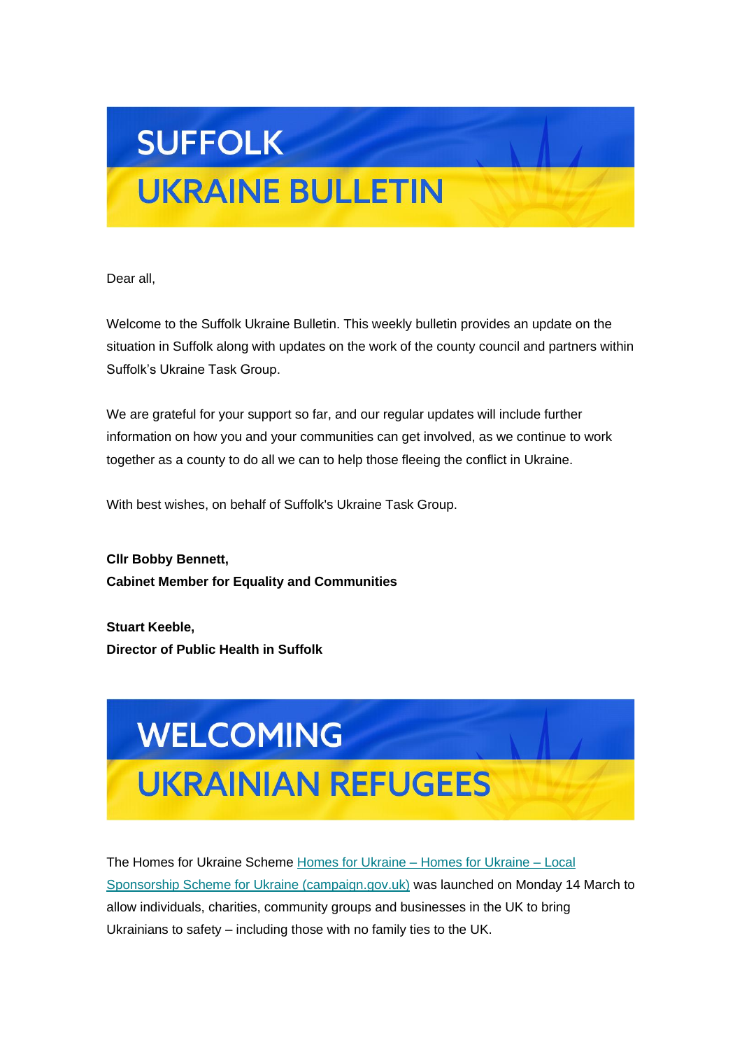# SUFFOLK UKRAINE BULLETIN

Dear all,

Welcome to the Suffolk Ukraine Bulletin. This weekly bulletin provides an update on the situation in Suffolk along with updates on the work of the county council and partners within Suffolk's Ukraine Task Group.

We are grateful for your support so far, and our regular updates will include further information on how you and your communities can get involved, as we continue to work together as a county to do all we can to help those fleeing the conflict in Ukraine.

With best wishes, on behalf of Suffolk's Ukraine Task Group.

**Cllr Bobby Bennett,**
**Cabinet Member for Equality and Communities**

**Stuart Keeble,**
**Director of Public Health in Suffolk**

## WELCOMING UKRAINIAN REFUGEES

The Homes for Ukraine Scheme [Homes for Ukraine – Homes for Ukraine – Local Sponsorship Scheme for Ukraine (campaign.gov.uk)] was launched on Monday 14 March to allow individuals, charities, community groups and businesses in the UK to bring Ukrainians to safety – including those with no family ties to the UK.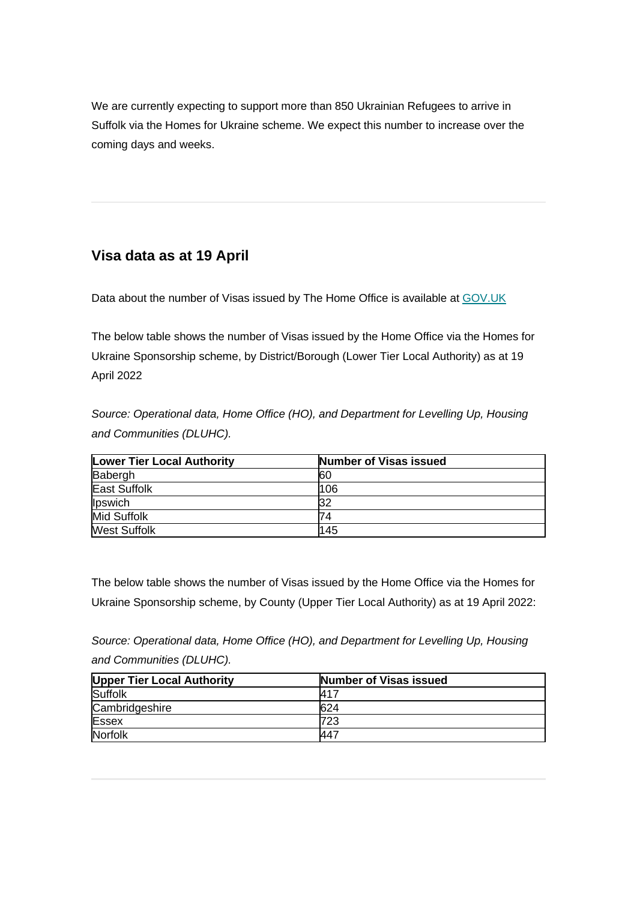We are currently expecting to support more than 850 Ukrainian Refugees to arrive in Suffolk via the Homes for Ukraine scheme. We expect this number to increase over the coming days and weeks.

---

## Visa data as at 19 April

Data about the number of Visas issued by The Home Office is available at [GOV.UK]

The below table shows the number of Visas issued by the Home Office via the Homes for Ukraine Sponsorship scheme, by District/Borough (Lower Tier Local Authority) as at 19 April 2022

*Source: Operational data, Home Office (HO), and Department for Levelling Up, Housing and Communities (DLUHC).*

| Lower Tier Local Authority | Number of Visas issued |
|---|---|
| Babergh | 60 |
| East Suffolk | 106 |
| Ipswich | 32 |
| Mid Suffolk | 74 |
| West Suffolk | 145 |

The below table shows the number of Visas issued by the Home Office via the Homes for Ukraine Sponsorship scheme, by County (Upper Tier Local Authority) as at 19 April 2022:

*Source: Operational data, Home Office (HO), and Department for Levelling Up, Housing and Communities (DLUHC).*

| Upper Tier Local Authority | Number of Visas issued |
|---|---|
| Suffolk | 417 |
| Cambridgeshire | 624 |
| Essex | 723 |
| Norfolk | 447 |

---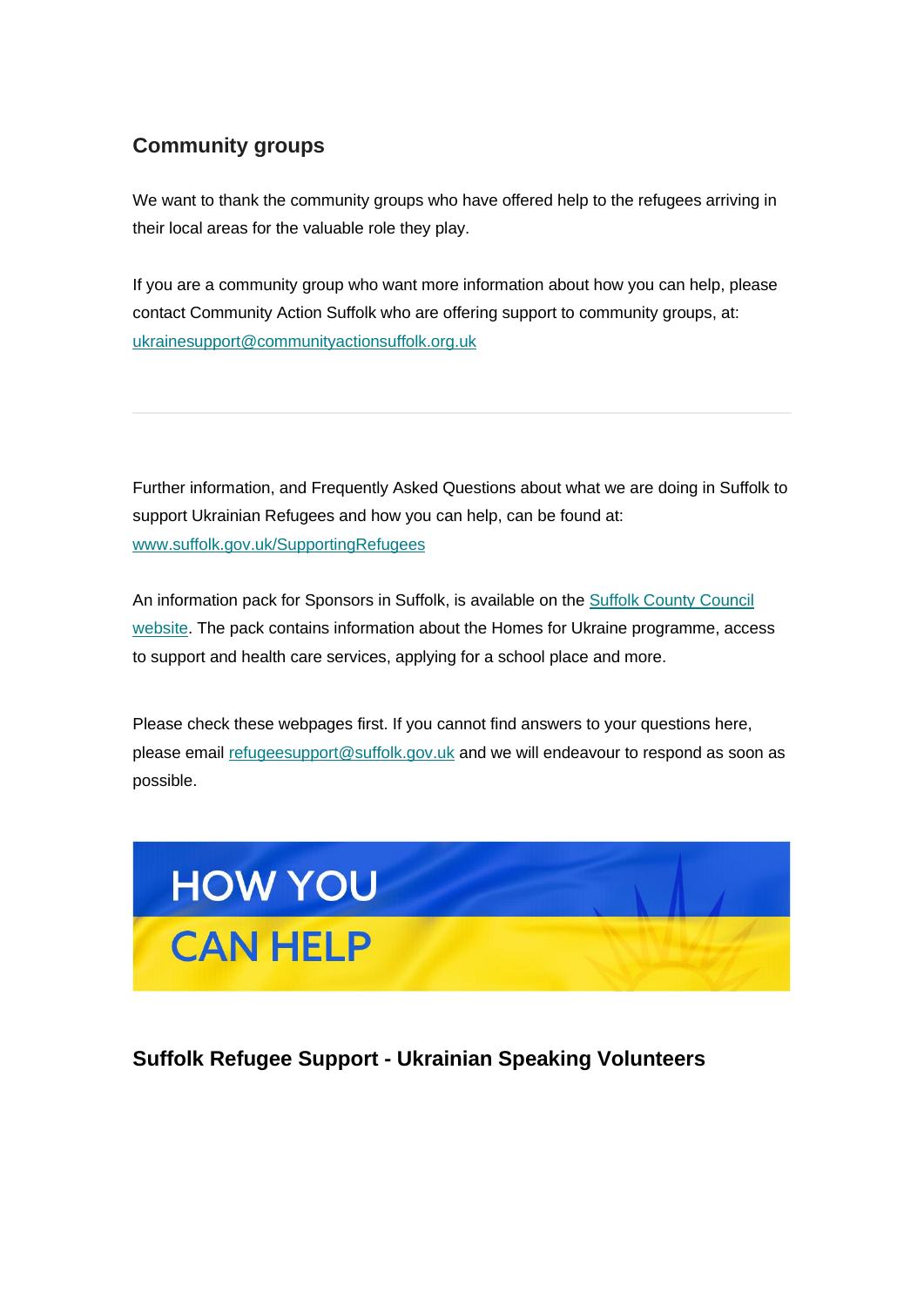## Community groups

We want to thank the community groups who have offered help to the refugees arriving in their local areas for the valuable role they play.

If you are a community group who want more information about how you can help, please contact Community Action Suffolk who are offering support to community groups, at: ukrainesupport@communityactionsuffolk.org.uk

---

Further information, and Frequently Asked Questions about what we are doing in Suffolk to support Ukrainian Refugees and how you can help, can be found at: www.suffolk.gov.uk/SupportingRefugees

An information pack for Sponsors in Suffolk, is available on the Suffolk County Council website. The pack contains information about the Homes for Ukraine programme, access to support and health care services, applying for a school place and more.

Please check these webpages first. If you cannot find answers to your questions here, please email refugeesupport@suffolk.gov.uk and we will endeavour to respond as soon as possible.

HOW YOU CAN HELP

## Suffolk Refugee Support - Ukrainian Speaking Volunteers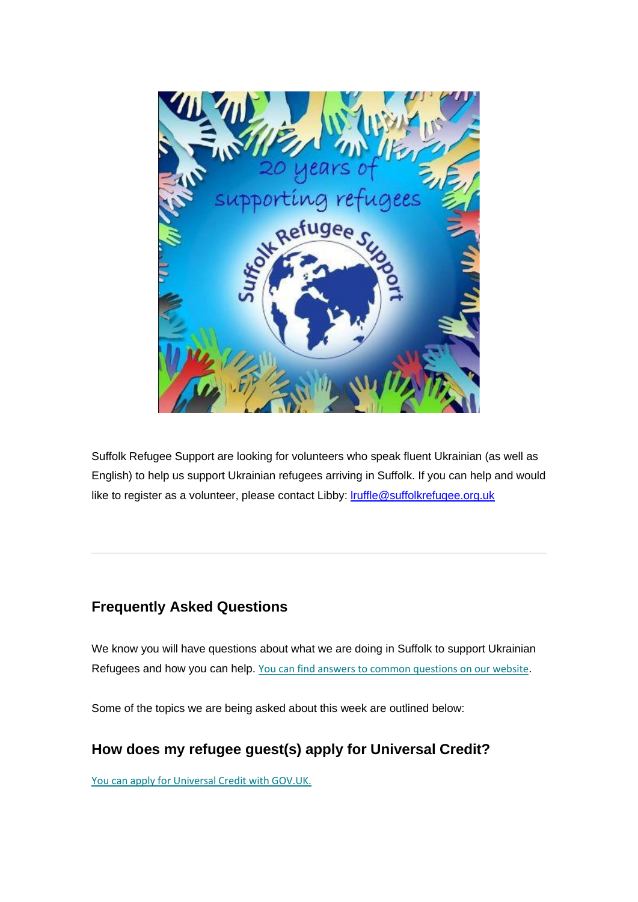Suffolk Refugee Support are looking for volunteers who speak fluent Ukrainian (as well as English) to help us support Ukrainian refugees arriving in Suffolk. If you can help and would like to register as a volunteer, please contact Libby: lruffle@suffolkrefugee.org.uk

---

## Frequently Asked Questions

We know you will have questions about what we are doing in Suffolk to support Ukrainian Refugees and how you can help. You can find answers to common questions on our website.

Some of the topics we are being asked about this week are outlined below:

## How does my refugee guest(s) apply for Universal Credit?

You can apply for Universal Credit with GOV.UK.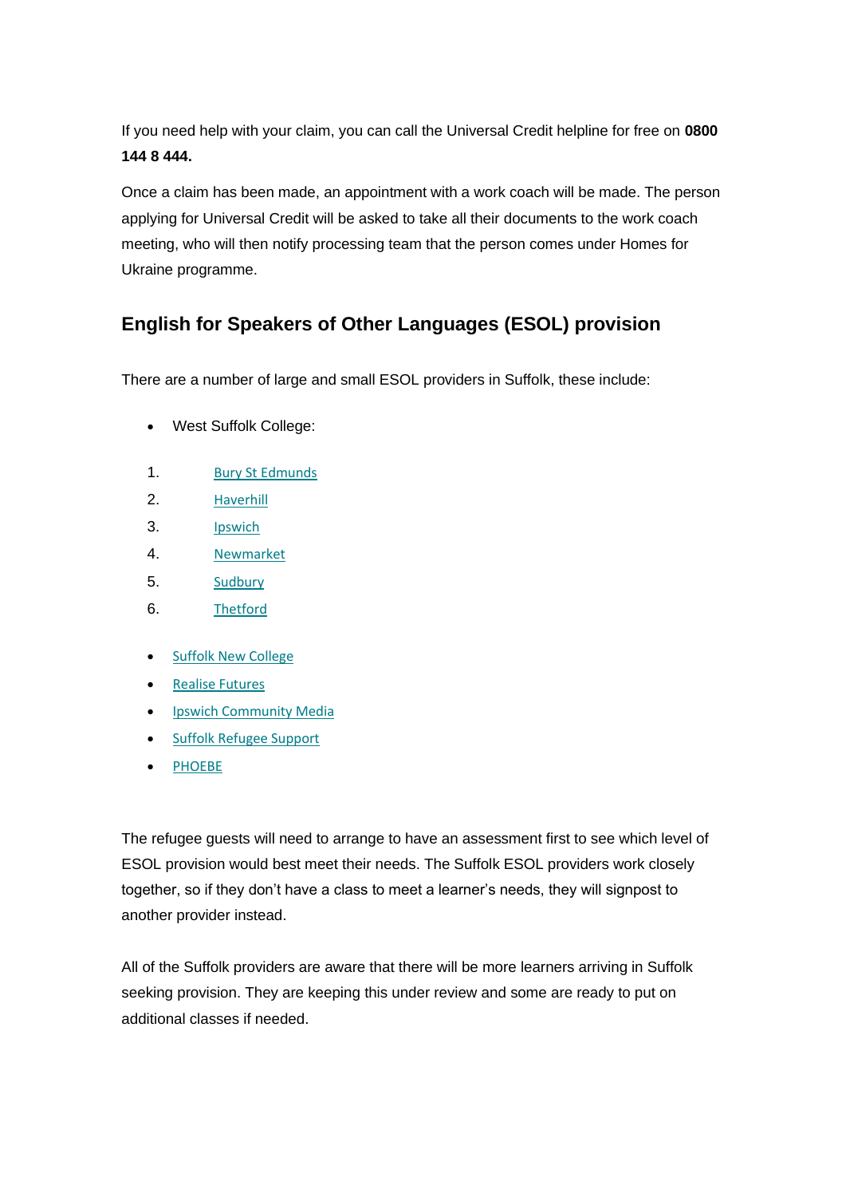If you need help with your claim, you can call the Universal Credit helpline for free on **0800 144 8 444.**

Once a claim has been made, an appointment with a work coach will be made. The person applying for Universal Credit will be asked to take all their documents to the work coach meeting, who will then notify processing team that the person comes under Homes for Ukraine programme.

## English for Speakers of Other Languages (ESOL) provision

There are a number of large and small ESOL providers in Suffolk, these include:

- West Suffolk College:

1. Bury St Edmunds
2. Haverhill
3. Ipswich
4. Newmarket
5. Sudbury
6. Thetford

- Suffolk New College
- Realise Futures
- Ipswich Community Media
- Suffolk Refugee Support
- PHOEBE

The refugee guests will need to arrange to have an assessment first to see which level of ESOL provision would best meet their needs. The Suffolk ESOL providers work closely together, so if they don't have a class to meet a learner's needs, they will signpost to another provider instead.

All of the Suffolk providers are aware that there will be more learners arriving in Suffolk seeking provision. They are keeping this under review and some are ready to put on additional classes if needed.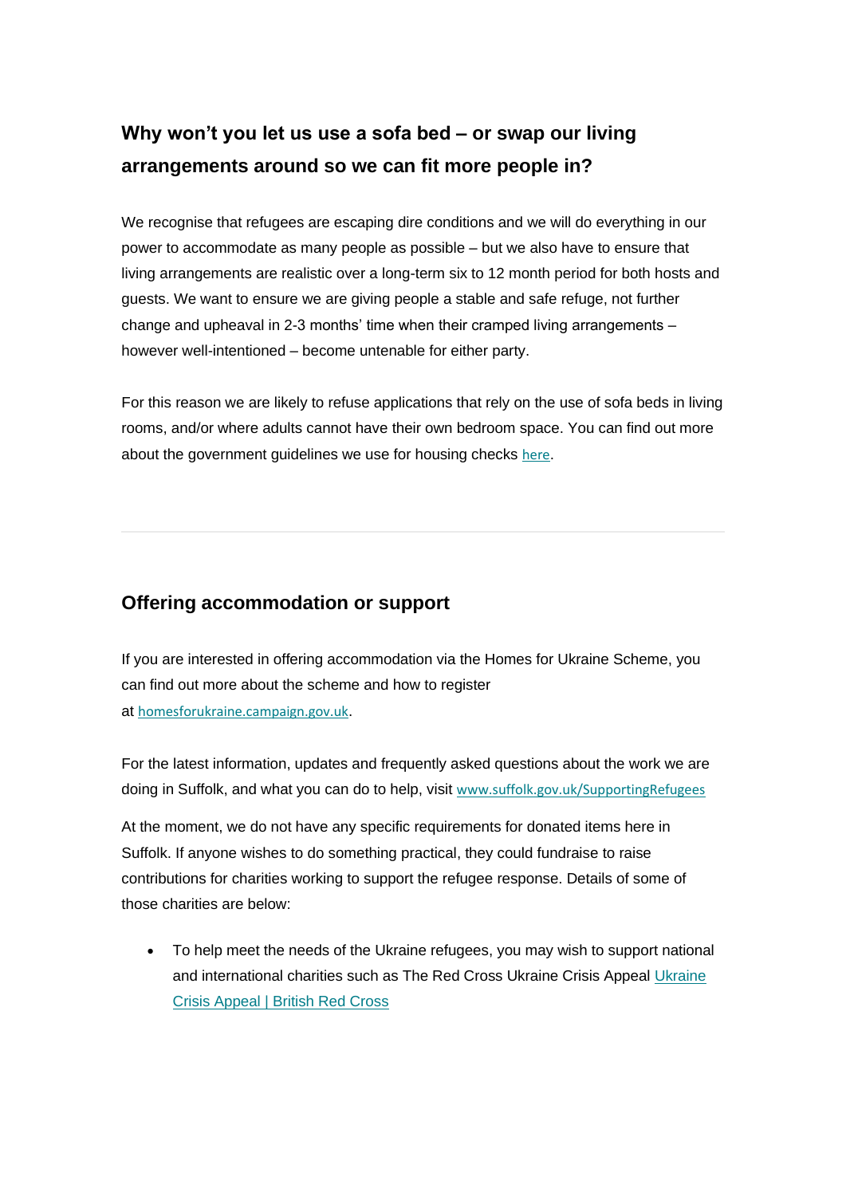### Why won't you let us use a sofa bed – or swap our living arrangements around so we can fit more people in?

We recognise that refugees are escaping dire conditions and we will do everything in our power to accommodate as many people as possible – but we also have to ensure that living arrangements are realistic over a long-term six to 12 month period for both hosts and guests. We want to ensure we are giving people a stable and safe refuge, not further change and upheaval in 2-3 months' time when their cramped living arrangements – however well-intentioned – become untenable for either party.

For this reason we are likely to refuse applications that rely on the use of sofa beds in living rooms, and/or where adults cannot have their own bedroom space. You can find out more about the government guidelines we use for housing checks here.

---

### Offering accommodation or support

If you are interested in offering accommodation via the Homes for Ukraine Scheme, you can find out more about the scheme and how to register at homesforukraine.campaign.gov.uk.

For the latest information, updates and frequently asked questions about the work we are doing in Suffolk, and what you can do to help, visit www.suffolk.gov.uk/SupportingRefugees

At the moment, we do not have any specific requirements for donated items here in Suffolk. If anyone wishes to do something practical, they could fundraise to raise contributions for charities working to support the refugee response. Details of some of those charities are below:

- To help meet the needs of the Ukraine refugees, you may wish to support national and international charities such as The Red Cross Ukraine Crisis Appeal Ukraine Crisis Appeal | British Red Cross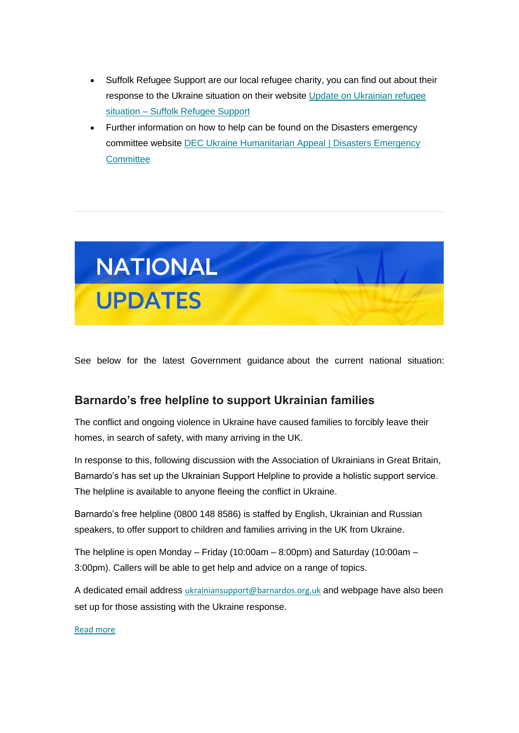- Suffolk Refugee Support are our local refugee charity, you can find out about their response to the Ukraine situation on their website [Update on Ukrainian refugee situation – Suffolk Refugee Support]
- Further information on how to help can be found on the Disasters emergency committee website [DEC Ukraine Humanitarian Appeal | Disasters Emergency Committee]

---

# NATIONAL UPDATES

See below for the latest Government guidance about the current national situation:

## Barnardo's free helpline to support Ukrainian families

The conflict and ongoing violence in Ukraine have caused families to forcibly leave their homes, in search of safety, with many arriving in the UK.

In response to this, following discussion with the Association of Ukrainians in Great Britain, Barnardo's has set up the Ukrainian Support Helpline to provide a holistic support service. The helpline is available to anyone fleeing the conflict in Ukraine.

Barnardo's free helpline (0800 148 8586) is staffed by English, Ukrainian and Russian speakers, to offer support to children and families arriving in the UK from Ukraine.

The helpline is open Monday – Friday (10:00am – 8:00pm) and Saturday (10:00am – 3:00pm). Callers will be able to get help and advice on a range of topics.

A dedicated email address ukrainiansupport@barnardos.org.uk and webpage have also been set up for those assisting with the Ukraine response.

[Read more]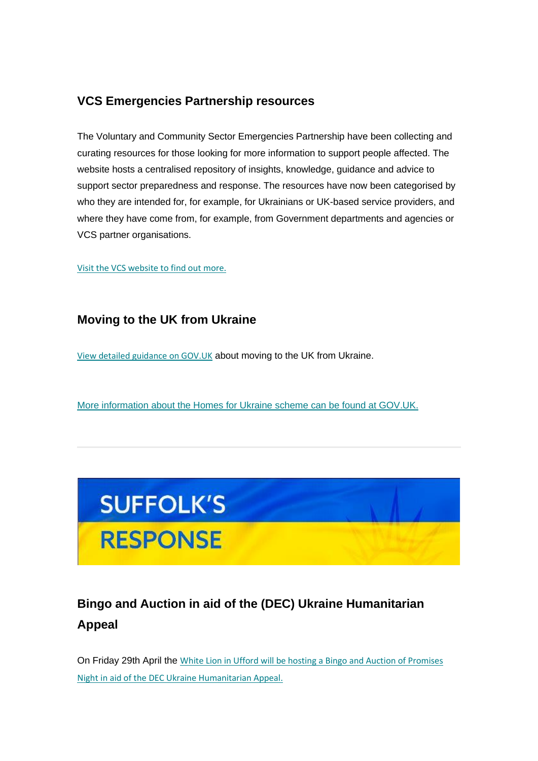## VCS Emergencies Partnership resources

The Voluntary and Community Sector Emergencies Partnership have been collecting and curating resources for those looking for more information to support people affected. The website hosts a centralised repository of insights, knowledge, guidance and advice to support sector preparedness and response. The resources have now been categorised by who they are intended for, for example, for Ukrainians or UK-based service providers, and where they have come from, for example, from Government departments and agencies or VCS partner organisations.

Visit the VCS website to find out more.

## Moving to the UK from Ukraine

View detailed guidance on GOV.UK about moving to the UK from Ukraine.

More information about the Homes for Ukraine scheme can be found at GOV.UK.

---

SUFFOLK'S RESPONSE

## Bingo and Auction in aid of the (DEC) Ukraine Humanitarian Appeal

On Friday 29th April the White Lion in Ufford will be hosting a Bingo and Auction of Promises Night in aid of the DEC Ukraine Humanitarian Appeal.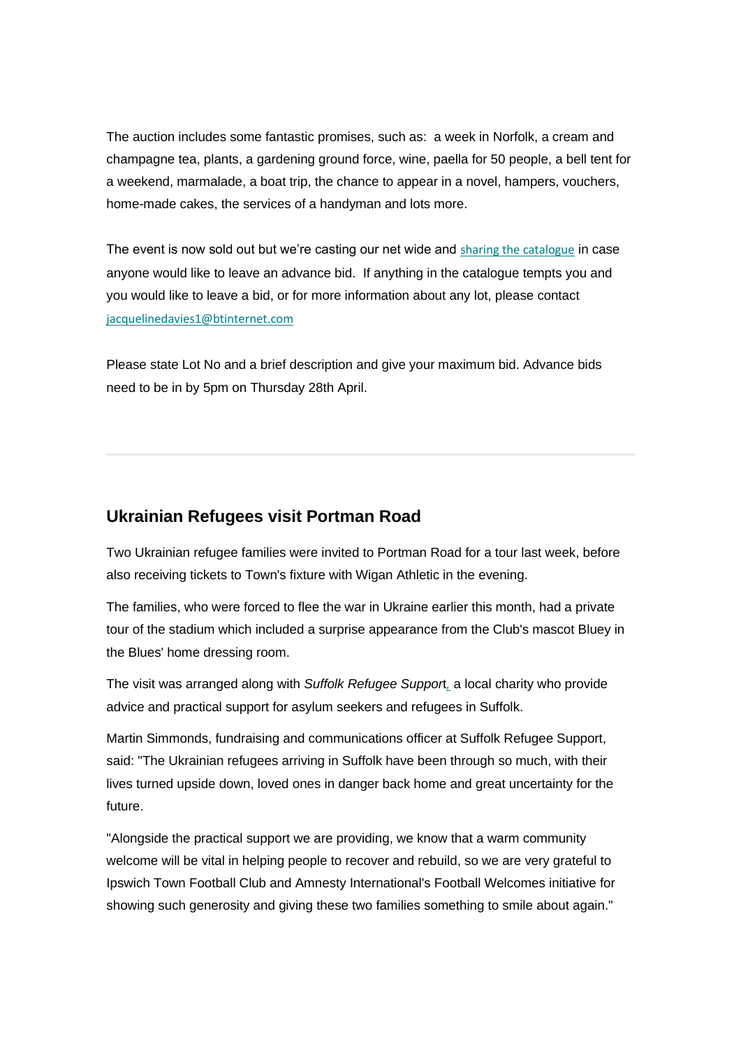The auction includes some fantastic promises, such as: a week in Norfolk, a cream and champagne tea, plants, a gardening ground force, wine, paella for 50 people, a bell tent for a weekend, marmalade, a boat trip, the chance to appear in a novel, hampers, vouchers, home-made cakes, the services of a handyman and lots more.

The event is now sold out but we're casting our net wide and sharing the catalogue in case anyone would like to leave an advance bid. If anything in the catalogue tempts you and you would like to leave a bid, or for more information about any lot, please contact jacquelinedavies1@btinternet.com

Please state Lot No and a brief description and give your maximum bid. Advance bids need to be in by 5pm on Thursday 28th April.

---

## Ukrainian Refugees visit Portman Road

Two Ukrainian refugee families were invited to Portman Road for a tour last week, before also receiving tickets to Town's fixture with Wigan Athletic in the evening.

The families, who were forced to flee the war in Ukraine earlier this month, had a private tour of the stadium which included a surprise appearance from the Club's mascot Bluey in the Blues' home dressing room.

The visit was arranged along with *Suffolk Refugee Support*, a local charity who provide advice and practical support for asylum seekers and refugees in Suffolk.

Martin Simmonds, fundraising and communications officer at Suffolk Refugee Support, said: "The Ukrainian refugees arriving in Suffolk have been through so much, with their lives turned upside down, loved ones in danger back home and great uncertainty for the future.

"Alongside the practical support we are providing, we know that a warm community welcome will be vital in helping people to recover and rebuild, so we are very grateful to Ipswich Town Football Club and Amnesty International's Football Welcomes initiative for showing such generosity and giving these two families something to smile about again."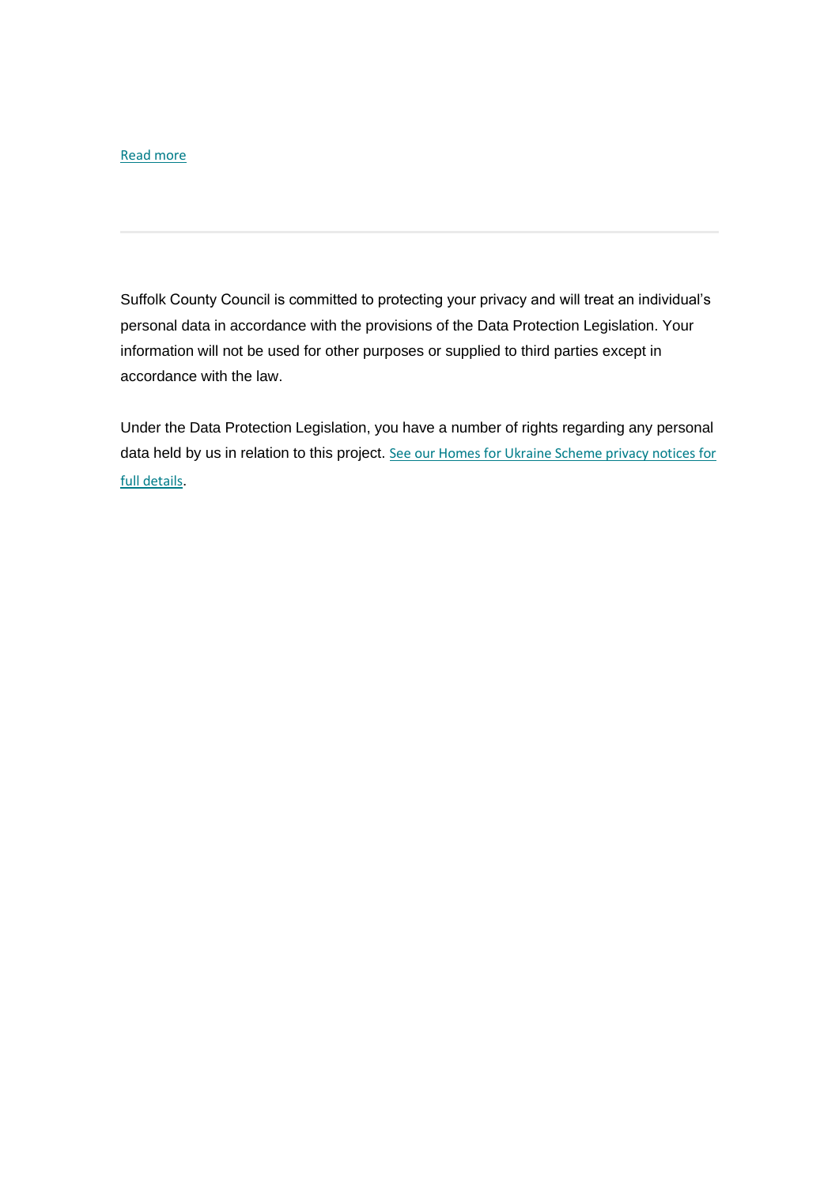Read more

---

Suffolk County Council is committed to protecting your privacy and will treat an individual's personal data in accordance with the provisions of the Data Protection Legislation. Your information will not be used for other purposes or supplied to third parties except in accordance with the law.

Under the Data Protection Legislation, you have a number of rights regarding any personal data held by us in relation to this project. See our Homes for Ukraine Scheme privacy notices for full details.